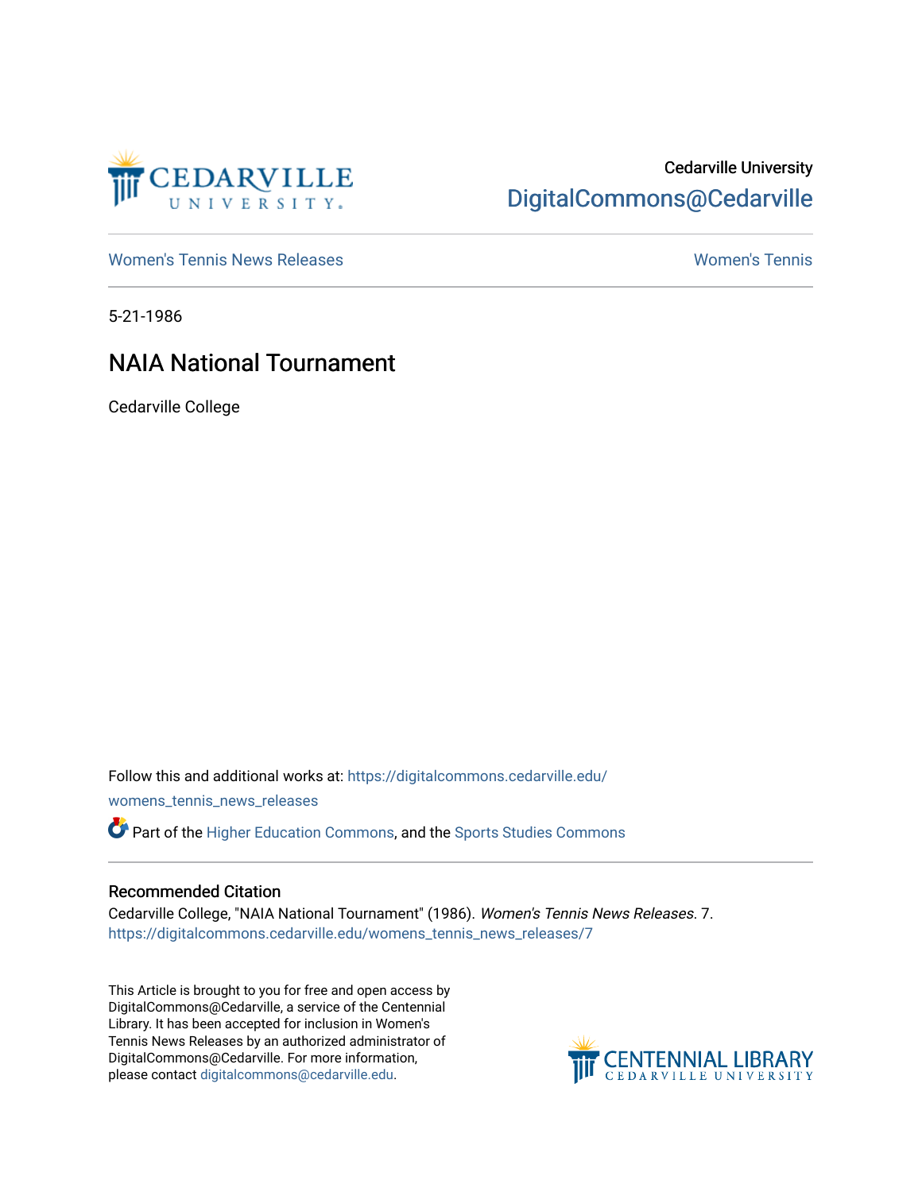Cedarville University
DigitalCommons@Cedarville

Women's Tennis News Releases | Women's Tennis

5-21-1986

# NAIA National Tournament

Cedarville College

Follow this and additional works at: https://digitalcommons.cedarville.edu/womens_tennis_news_releases

Part of the Higher Education Commons, and the Sports Studies Commons

## Recommended Citation

Cedarville College, "NAIA National Tournament" (1986). *Women's Tennis News Releases*. 7.
https://digitalcommons.cedarville.edu/womens_tennis_news_releases/7

This Article is brought to you for free and open access by DigitalCommons@Cedarville, a service of the Centennial Library. It has been accepted for inclusion in Women's Tennis News Releases by an authorized administrator of DigitalCommons@Cedarville. For more information, please contact digitalcommons@cedarville.edu.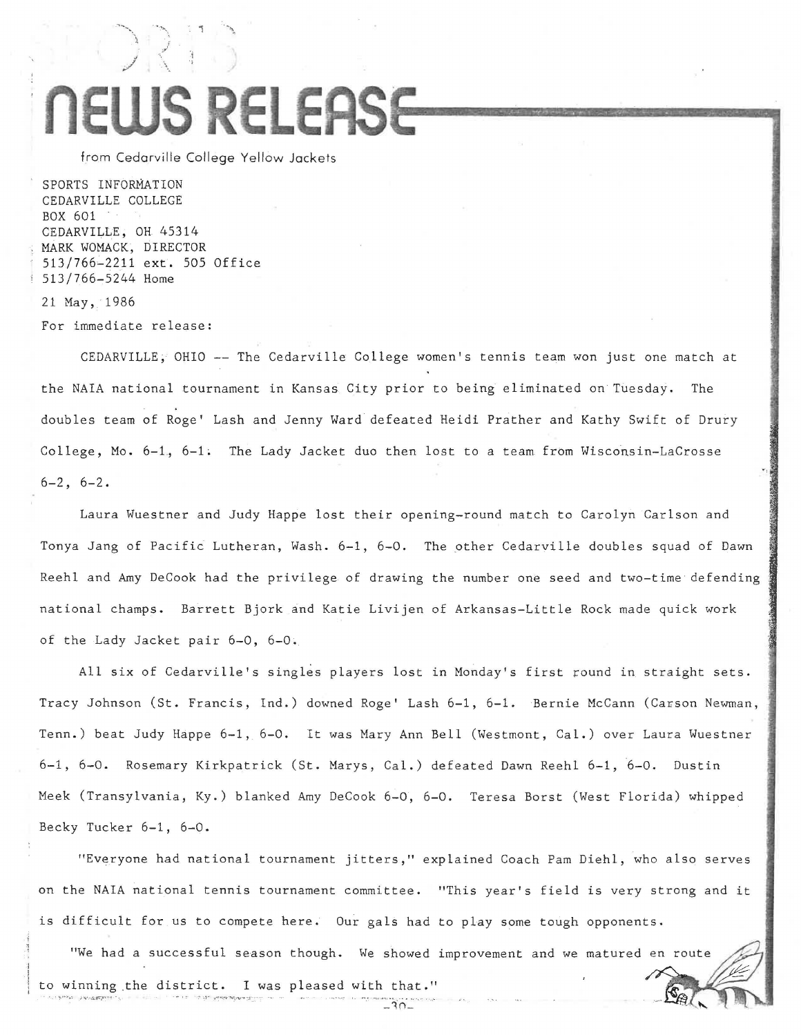# NEWS RELEASE

from Cedarville College Yellow Jackets

SPORTS INFORMATION
CEDARVILLE COLLEGE
BOX 601
CEDARVILLE, OH 45314
MARK WOMACK, DIRECTOR
513/766-2211 ext. 505 Office
513/766-5244 Home

21 May, 1986

For immediate release:

CEDARVILLE, OHIO -- The Cedarville College women's tennis team won just one match at the NAIA national tournament in Kansas City prior to being eliminated on Tuesday. The doubles team of Roge' Lash and Jenny Ward defeated Heidi Prather and Kathy Swift of Drury College, Mo. 6-1, 6-1. The Lady Jacket duo then lost to a team from Wisconsin-LaCrosse 6-2, 6-2.

Laura Wuestner and Judy Happe lost their opening-round match to Carolyn Carlson and Tonya Jang of Pacific Lutheran, Wash. 6-1, 6-0. The other Cedarville doubles squad of Dawn Reehl and Amy DeCook had the privilege of drawing the number one seed and two-time defending national champs. Barrett Bjork and Katie Livijen of Arkansas-Little Rock made quick work of the Lady Jacket pair 6-0, 6-0.

All six of Cedarville's singles players lost in Monday's first round in straight sets. Tracy Johnson (St. Francis, Ind.) downed Roge' Lash 6-1, 6-1. Bernie McCann (Carson Newman, Tenn.) beat Judy Happe 6-1, 6-0. It was Mary Ann Bell (Westmont, Cal.) over Laura Wuestner 6-1, 6-0. Rosemary Kirkpatrick (St. Marys, Cal.) defeated Dawn Reehl 6-1, 6-0. Dustin Meek (Transylvania, Ky.) blanked Amy DeCook 6-0, 6-0. Teresa Borst (West Florida) whipped Becky Tucker 6-1, 6-0.

"Everyone had national tournament jitters," explained Coach Pam Diehl, who also serves on the NAIA national tennis tournament committee. "This year's field is very strong and it is difficult for us to compete here. Our gals had to play some tough opponents.

"We had a successful season though. We showed improvement and we matured en route to winning the district. I was pleased with that."